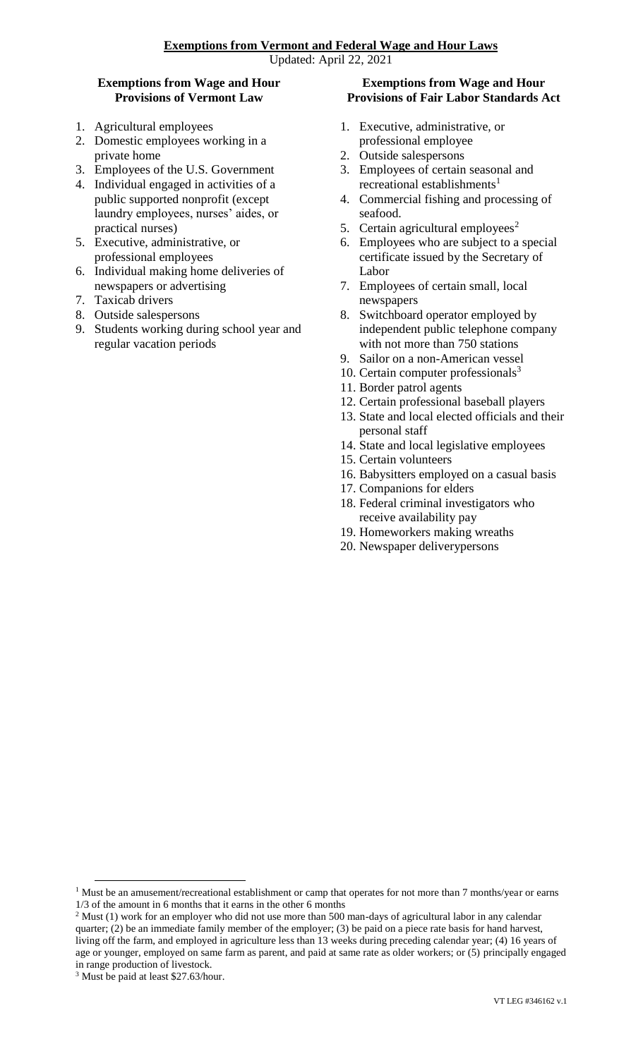# Exemptions from Vermont and Federal Wage and Hour Laws

Updated: April 22, 2021

## Exemptions from Wage and Hour Provisions of Vermont Law

1. Agricultural employees
2. Domestic employees working in a private home
3. Employees of the U.S. Government
4. Individual engaged in activities of a public supported nonprofit (except laundry employees, nurses' aides, or practical nurses)
5. Executive, administrative, or professional employees
6. Individual making home deliveries of newspapers or advertising
7. Taxicab drivers
8. Outside salespersons
9. Students working during school year and regular vacation periods

## Exemptions from Wage and Hour Provisions of Fair Labor Standards Act

1. Executive, administrative, or professional employee
2. Outside salespersons
3. Employees of certain seasonal and recreational establishments[1]
4. Commercial fishing and processing of seafood.
5. Certain agricultural employees[2]
6. Employees who are subject to a special certificate issued by the Secretary of Labor
7. Employees of certain small, local newspapers
8. Switchboard operator employed by independent public telephone company with not more than 750 stations
9. Sailor on a non-American vessel
10. Certain computer professionals[3]
11. Border patrol agents
12. Certain professional baseball players
13. State and local elected officials and their personal staff
14. State and local legislative employees
15. Certain volunteers
16. Babysitters employed on a casual basis
17. Companions for elders
18. Federal criminal investigators who receive availability pay
19. Homeworkers making wreaths
20. Newspaper deliverypersons

---

[1] Must be an amusement/recreational establishment or camp that operates for not more than 7 months/year or earns 1/3 of the amount in 6 months that it earns in the other 6 months

[2] Must (1) work for an employer who did not use more than 500 man-days of agricultural labor in any calendar quarter; (2) be an immediate family member of the employer; (3) be paid on a piece rate basis for hand harvest, living off the farm, and employed in agriculture less than 13 weeks during preceding calendar year; (4) 16 years of age or younger, employed on same farm as parent, and paid at same rate as older workers; or (5) principally engaged in range production of livestock.

[3] Must be paid at least $27.63/hour.

VT LEG #346162 v.1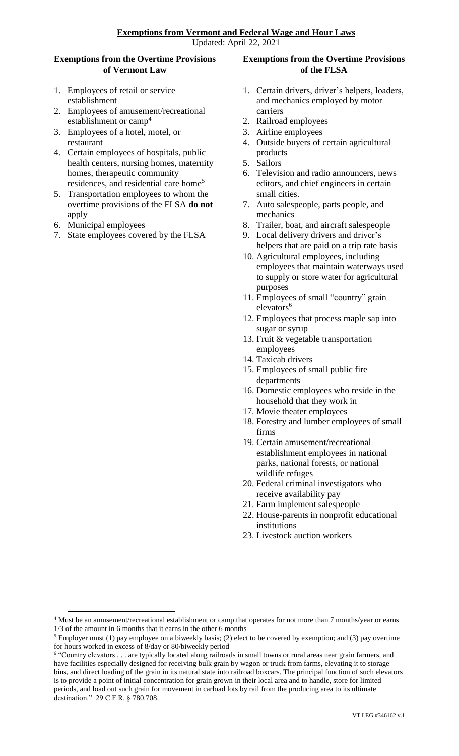# Exemptions from Vermont and Federal Wage and Hour Laws

Updated: April 22, 2021

## Exemptions from the Overtime Provisions of Vermont Law

1. Employees of retail or service establishment
2. Employees of amusement/recreational establishment or camp[4]
3. Employees of a hotel, motel, or restaurant
4. Certain employees of hospitals, public health centers, nursing homes, maternity homes, therapeutic community residences, and residential care home[5]
5. Transportation employees to whom the overtime provisions of the FLSA **do not** apply
6. Municipal employees
7. State employees covered by the FLSA

## Exemptions from the Overtime Provisions of the FLSA

1. Certain drivers, driver's helpers, loaders, and mechanics employed by motor carriers
2. Railroad employees
3. Airline employees
4. Outside buyers of certain agricultural products
5. Sailors
6. Television and radio announcers, news editors, and chief engineers in certain small cities.
7. Auto salespeople, parts people, and mechanics
8. Trailer, boat, and aircraft salespeople
9. Local delivery drivers and driver's helpers that are paid on a trip rate basis
10. Agricultural employees, including employees that maintain waterways used to supply or store water for agricultural purposes
11. Employees of small "country" grain elevators[6]
12. Employees that process maple sap into sugar or syrup
13. Fruit & vegetable transportation employees
14. Taxicab drivers
15. Employees of small public fire departments
16. Domestic employees who reside in the household that they work in
17. Movie theater employees
18. Forestry and lumber employees of small firms
19. Certain amusement/recreational establishment employees in national parks, national forests, or national wildlife refuges
20. Federal criminal investigators who receive availability pay
21. Farm implement salespeople
22. House-parents in nonprofit educational institutions
23. Livestock auction workers

---

[4] Must be an amusement/recreational establishment or camp that operates for not more than 7 months/year or earns 1/3 of the amount in 6 months that it earns in the other 6 months

[5] Employer must (1) pay employee on a biweekly basis; (2) elect to be covered by exemption; and (3) pay overtime for hours worked in excess of 8/day or 80/biweekly period

[6] "Country elevators . . . are typically located along railroads in small towns or rural areas near grain farmers, and have facilities especially designed for receiving bulk grain by wagon or truck from farms, elevating it to storage bins, and direct loading of the grain in its natural state into railroad boxcars. The principal function of such elevators is to provide a point of initial concentration for grain grown in their local area and to handle, store for limited periods, and load out such grain for movement in carload lots by rail from the producing area to its ultimate destination." 29 C.F.R. § 780.708.

VT LEG #346162 v.1